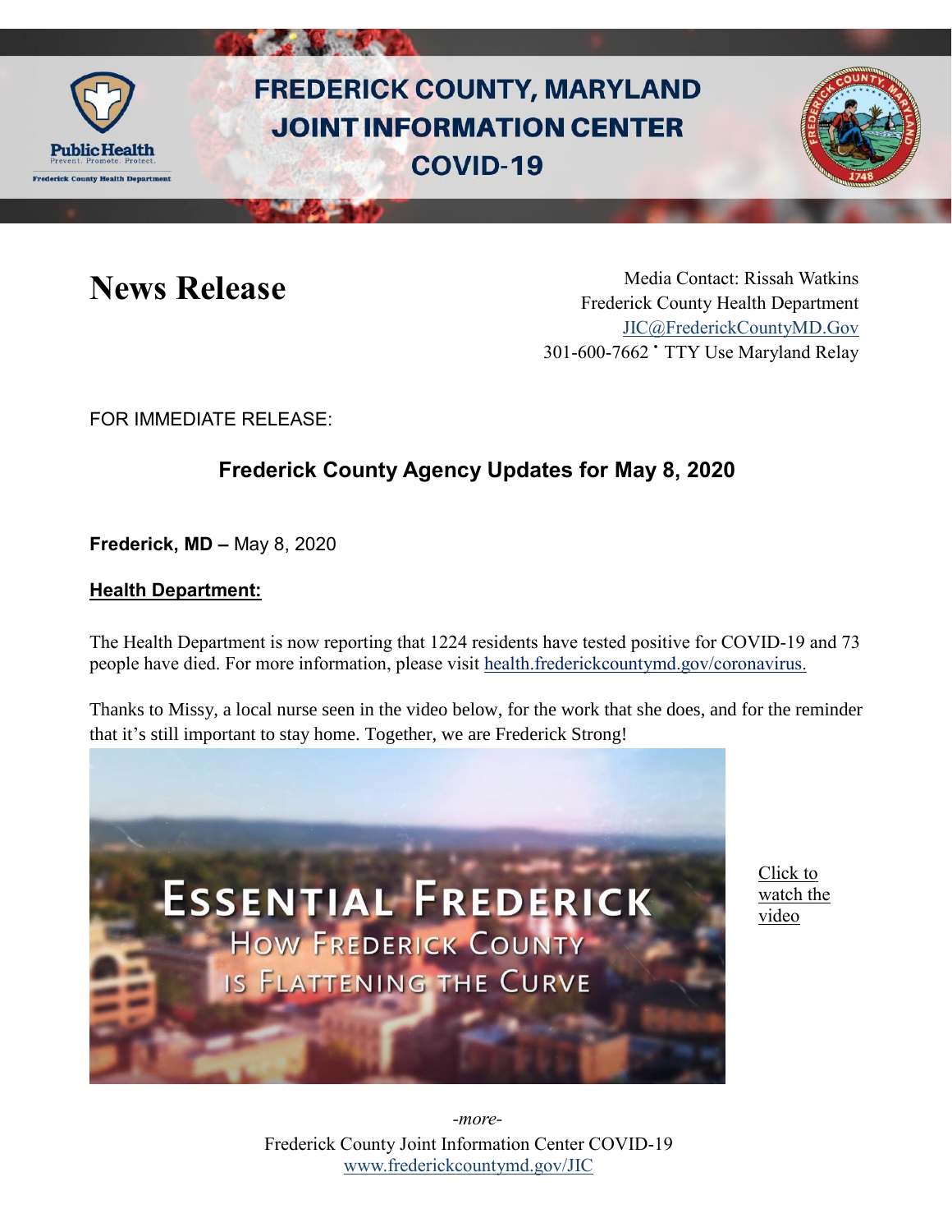# FREDERICK COUNTY, MARYLAND JOINT INFORMATION CENTER COVID-19

# News Release

Media Contact: Rissah Watkins
Frederick County Health Department
JIC@FrederickCountyMD.Gov
301-600-7662 • TTY Use Maryland Relay

FOR IMMEDIATE RELEASE:

## Frederick County Agency Updates for May 8, 2020

**Frederick, MD –** May 8, 2020

**Health Department:**

The Health Department is now reporting that 1224 residents have tested positive for COVID-19 and 73 people have died. For more information, please visit health.frederickcountymd.gov/coronavirus.

Thanks to Missy, a local nurse seen in the video below, for the work that she does, and for the reminder that it's still important to stay home. Together, we are Frederick Strong!

ESSENTIAL FREDERICK
HOW FREDERICK COUNTY IS FLATTENING THE CURVE

Click to watch the video

*-more-*

Frederick County Joint Information Center COVID-19
www.frederickcountymd.gov/JIC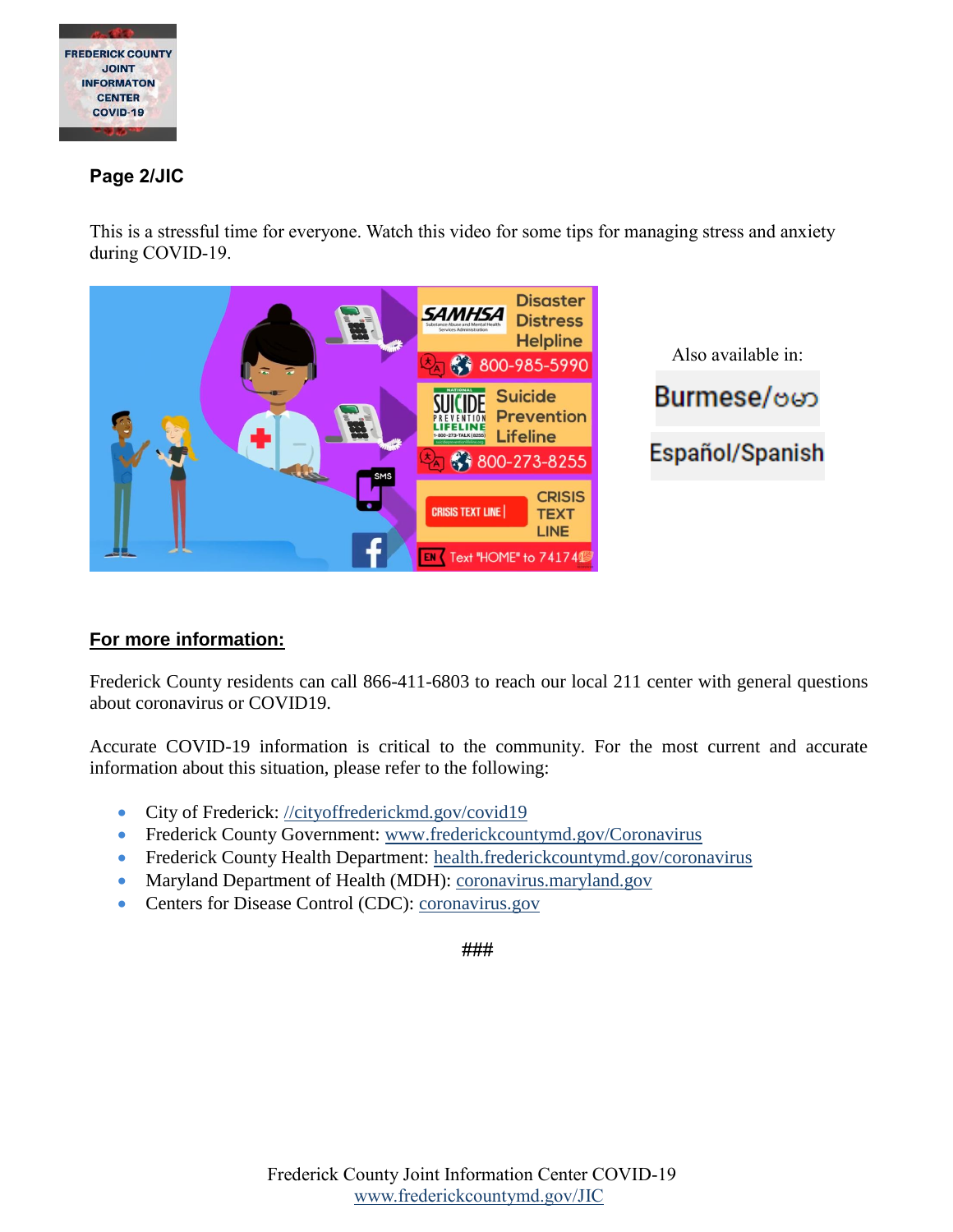**Page 2/JIC**

This is a stressful time for everyone. Watch this video for some tips for managing stress and anxiety during COVID-19.

Also available in:

Burmese/ဗမာ

Español/Spanish

## For more information:

Frederick County residents can call 866-411-6803 to reach our local 211 center with general questions about coronavirus or COVID19.

Accurate COVID-19 information is critical to the community. For the most current and accurate information about this situation, please refer to the following:

- City of Frederick: //cityoffrederickmd.gov/covid19
- Frederick County Government: www.frederickcountymd.gov/Coronavirus
- Frederick County Health Department: health.frederickcountymd.gov/coronavirus
- Maryland Department of Health (MDH): coronavirus.maryland.gov
- Centers for Disease Control (CDC): coronavirus.gov

###

Frederick County Joint Information Center COVID-19
www.frederickcountymd.gov/JIC